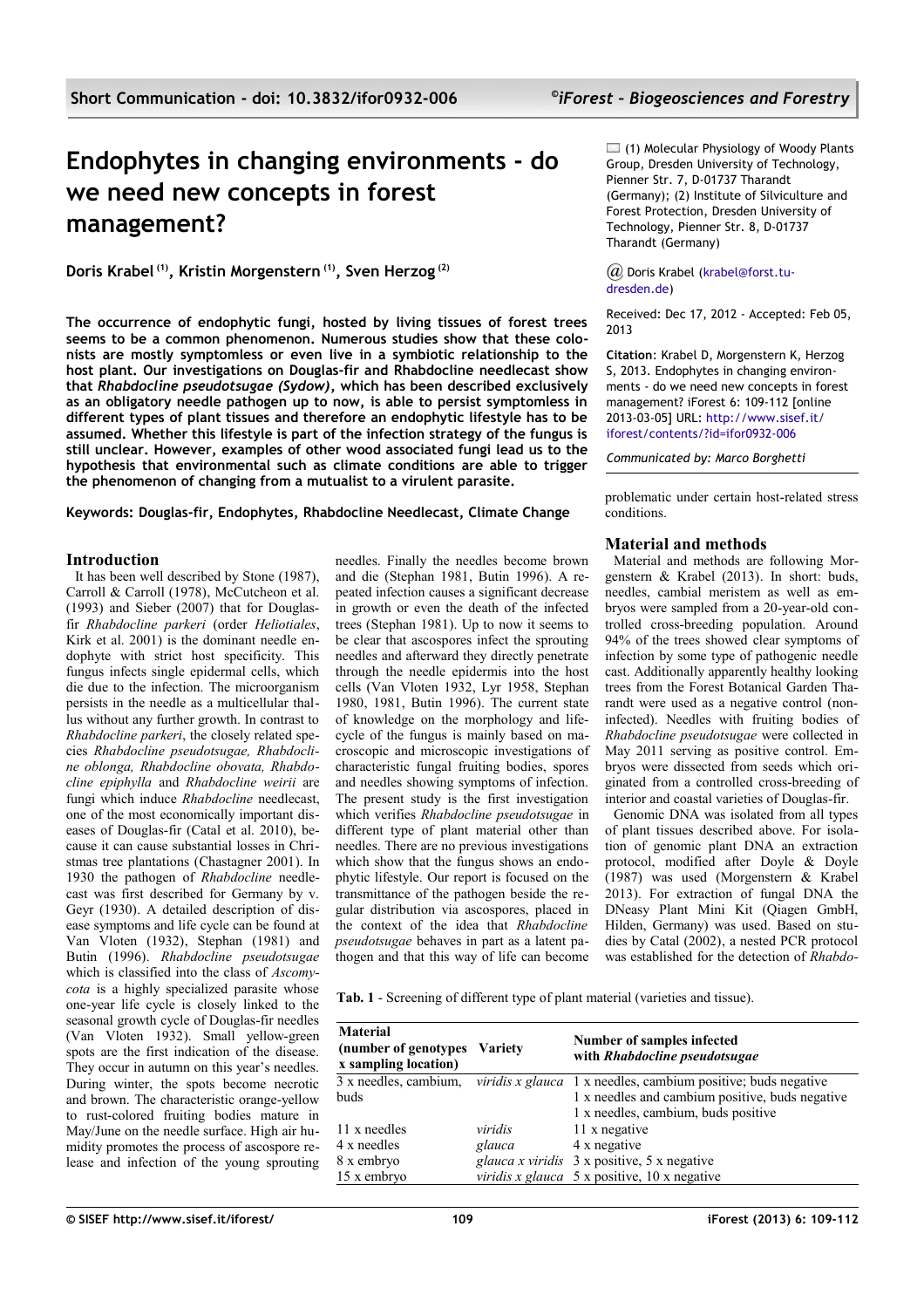# Endophytes in changing environments - do we need new concepts in forest management?

**Doris Krabel [(1)], Kristin Morgenstern [(1)], Sven Herzog [(2)]**

(1) Molecular Physiology of Woody Plants Group, Dresden University of Technology, Pienner Str. 7, D-01737 Tharandt (Germany); (2) Institute of Silviculture and Forest Protection, Dresden University of Technology, Pienner Str. 8, D-01737 Tharandt (Germany)

@ Doris Krabel (krabel@forst.tu-dresden.de)

Received: Dec 17, 2012 - Accepted: Feb 05, 2013

**Citation**: Krabel D, Morgenstern K, Herzog S, 2013. Endophytes in changing environments - do we need new concepts in forest management? iForest 6: 109-112 [online 2013-03-05] URL: http://www.sisef.it/iforest/contents/?id=ifor0932-006

*Communicated by: Marco Borghetti*

**The occurrence of endophytic fungi, hosted by living tissues of forest trees seems to be a common phenomenon. Numerous studies show that these colonists are mostly symptomless or even live in a symbiotic relationship to the host plant. Our investigations on Douglas-fir and Rhabdocline needlecast show that *Rhabdocline pseudotsugae (Sydow)*, which has been described exclusively as an obligatory needle pathogen up to now, is able to persist symptomless in different types of plant tissues and therefore an endophytic lifestyle has to be assumed. Whether this lifestyle is part of the infection strategy of the fungus is still unclear. However, examples of other wood associated fungi lead us to the hypothesis that environmental such as climate conditions are able to trigger the phenomenon of changing from a mutualist to a virulent parasite.**

**Keywords: Douglas-fir, Endophytes, Rhabdocline Needlecast, Climate Change**

## Introduction

It has been well described by Stone (1987), Carroll & Carroll (1978), McCutcheon et al. (1993) and Sieber (2007) that for Douglas-fir *Rhabdocline parkeri* (order *Heliotiales*, Kirk et al. 2001) is the dominant needle endophyte with strict host specificity. This fungus infects single epidermal cells, which die due to the infection. The microorganism persists in the needle as a multicellular thallus without any further growth. In contrast to *Rhabdocline parkeri*, the closely related species *Rhabdocline pseudotsugae, Rhabdocline oblonga, Rhabdocline obovata, Rhabdocline epiphylla* and *Rhabdocline weirii* are fungi which induce *Rhabdocline* needlecast, one of the most economically important diseases of Douglas-fir (Catal et al. 2010), because it can cause substantial losses in Christmas tree plantations (Chastagner 2001). In 1930 the pathogen of *Rhabdocline* needlecast was first described for Germany by v. Geyr (1930). A detailed description of disease symptoms and life cycle can be found at Van Vloten (1932), Stephan (1981) and Butin (1996). *Rhabdocline pseudotsugae* which is classified into the class of *Ascomycota* is a highly specialized parasite whose one-year life cycle is closely linked to the seasonal growth cycle of Douglas-fir needles (Van Vloten 1932). Small yellow-green spots are the first indication of the disease. They occur in autumn on this year's needles. During winter, the spots become necrotic and brown. The characteristic orange-yellow to rust-colored fruiting bodies mature in May/June on the needle surface. High air humidity promotes the process of ascospore release and infection of the young sprouting needles. Finally the needles become brown and die (Stephan 1981, Butin 1996). A repeated infection causes a significant decrease in growth or even the death of the infected trees (Stephan 1981). Up to now it seems to be clear that ascospores infect the sprouting needles and afterward they directly penetrate through the needle epidermis into the host cells (Van Vloten 1932, Lyr 1958, Stephan 1980, 1981, Butin 1996). The current state of knowledge on the morphology and lifecycle of the fungus is mainly based on macroscopic and microscopic investigations of characteristic fungal fruiting bodies, spores and needles showing symptoms of infection. The present study is the first investigation which verifies *Rhabdocline pseudotsugae* in different type of plant material other than needles. There are no previous investigations which show that the fungus shows an endophytic lifestyle. Our report is focused on the transmittance of the pathogen beside the regular distribution via ascospores, placed in the context of the idea that *Rhabdocline pseudotsugae* behaves in part as a latent pathogen and that this way of life can become problematic under certain host-related stress conditions.

## Material and methods

Material and methods are following Morgenstern & Krabel (2013). In short: buds, needles, cambial meristem as well as embryos were sampled from a 20-year-old controlled cross-breeding population. Around 94% of the trees showed clear symptoms of infection by some type of pathogenic needle cast. Additionally apparently healthy looking trees from the Forest Botanical Garden Tharandt were used as a negative control (non-infected). Needles with fruiting bodies of *Rhabdocline pseudotsugae* were collected in May 2011 serving as positive control. Embryos were dissected from seeds which originated from a controlled cross-breeding of interior and coastal varieties of Douglas-fir.

Genomic DNA was isolated from all types of plant tissues described above. For isolation of genomic plant DNA an extraction protocol, modified after Doyle & Doyle (1987) was used (Morgenstern & Krabel 2013). For extraction of fungal DNA the DNeasy Plant Mini Kit (Qiagen GmbH, Hilden, Germany) was used. Based on studies by Catal (2002), a nested PCR protocol was established for the detection of *Rhabdo-*

**Tab. 1** - Screening of different type of plant material (varieties and tissue).

| Material (number of genotypes x sampling location) | Variety | Number of samples infected with *Rhabdocline pseudotsugae* |
|---|---|---|
| 3 x needles, cambium, buds | *viridis x glauca* | 1 x needles, cambium positive; buds negative<br>1 x needles and cambium positive, buds negative<br>1 x needles, cambium, buds positive |
| 11 x needles | *viridis* | 11 x negative |
| 4 x needles | *glauca* | 4 x negative |
| 8 x embryo | *glauca x viridis* | 3 x positive, 5 x negative |
| 15 x embryo | *viridis x glauca* | 5 x positive, 10 x negative |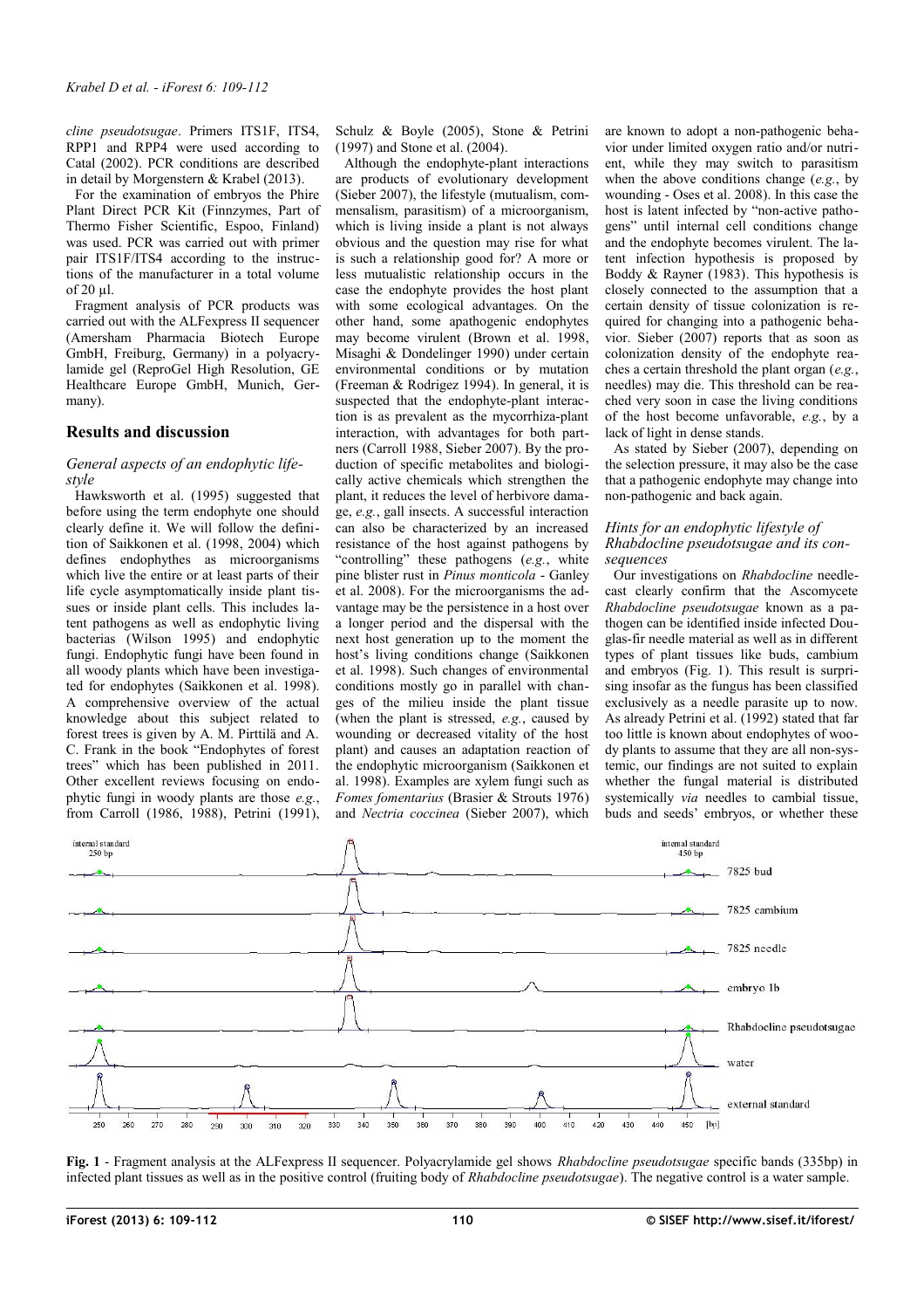*cline pseudotsugae*. Primers ITS1F, ITS4, RPP1 and RPP4 were used according to Catal (2002). PCR conditions are described in detail by Morgenstern & Krabel (2013).

For the examination of embryos the Phire Plant Direct PCR Kit (Finnzymes, Part of Thermo Fisher Scientific, Espoo, Finland) was used. PCR was carried out with primer pair ITS1F/ITS4 according to the instructions of the manufacturer in a total volume of 20 µl.

Fragment analysis of PCR products was carried out with the ALFexpress II sequencer (Amersham Pharmacia Biotech Europe GmbH, Freiburg, Germany) in a polyacrylamide gel (ReproGel High Resolution, GE Healthcare Europe GmbH, Munich, Germany).

## Results and discussion

### *General aspects of an endophytic lifestyle*

Hawksworth et al. (1995) suggested that before using the term endophyte one should clearly define it. We will follow the definition of Saikkonen et al. (1998, 2004) which defines endophythes as microorganisms which live the entire or at least parts of their life cycle asymptomatically inside plant tissues or inside plant cells. This includes latent pathogens as well as endophytic living bacterias (Wilson 1995) and endophytic fungi. Endophytic fungi have been found in all woody plants which have been investigated for endophytes (Saikkonen et al. 1998). A comprehensive overview of the actual knowledge about this subject related to forest trees is given by A. M. Pirttilä and A. C. Frank in the book "Endophytes of forest trees" which has been published in 2011. Other excellent reviews focusing on endophytic fungi in woody plants are those *e.g.*, from Carroll (1986, 1988), Petrini (1991), Schulz & Boyle (2005), Stone & Petrini (1997) and Stone et al. (2004).

Although the endophyte-plant interactions are products of evolutionary development (Sieber 2007), the lifestyle (mutualism, commensalism, parasitism) of a microorganism, which is living inside a plant is not always obvious and the question may rise for what is such a relationship good for? A more or less mutualistic relationship occurs in the case the endophyte provides the host plant with some ecological advantages. On the other hand, some apathogenic endophytes may become virulent (Brown et al. 1998, Misaghi & Dondelinger 1990) under certain environmental conditions or by mutation (Freeman & Rodrigez 1994). In general, it is suspected that the endophyte-plant interaction is as prevalent as the mycorrhiza-plant interaction, with advantages for both partners (Carroll 1988, Sieber 2007). By the production of specific metabolites and biologically active chemicals which strengthen the plant, it reduces the level of herbivore damage, *e.g.*, gall insects. A successful interaction can also be characterized by an increased resistance of the host against pathogens by "controlling" these pathogens (*e.g.*, white pine blister rust in *Pinus monticola* - Ganley et al. 2008). For the microorganisms the advantage may be the persistence in a host over a longer period and the dispersal with the next host generation up to the moment the host's living conditions change (Saikkonen et al. 1998). Such changes of environmental conditions mostly go in parallel with changes of the milieu inside the plant tissue (when the plant is stressed, *e.g.*, caused by wounding or decreased vitality of the host plant) and causes an adaptation reaction of the endophytic microorganism (Saikkonen et al. 1998). Examples are xylem fungi such as *Fomes fomentarius* (Brasier & Strouts 1976) and *Nectria coccinea* (Sieber 2007), which are known to adopt a non-pathogenic behavior under limited oxygen ratio and/or nutrient, while they may switch to parasitism when the above conditions change (*e.g.*, by wounding - Oses et al. 2008). In this case the host is latent infected by "non-active pathogens" until internal cell conditions change and the endophyte becomes virulent. The latent infection hypothesis is proposed by Boddy & Rayner (1983). This hypothesis is closely connected to the assumption that a certain density of tissue colonization is required for changing into a pathogenic behavior. Sieber (2007) reports that as soon as colonization density of the endophyte reaches a certain threshold the plant organ (*e.g.*, needles) may die. This threshold can be reached very soon in case the living conditions of the host become unfavorable, *e.g.*, by a lack of light in dense stands.

As stated by Sieber (2007), depending on the selection pressure, it may also be the case that a pathogenic endophyte may change into non-pathogenic and back again.

### *Hints for an endophytic lifestyle of Rhabdocline pseudotsugae and its consequences*

Our investigations on *Rhabdocline* needlecast clearly confirm that the Ascomycete *Rhabdocline pseudotsugae* known as a pathogen can be identified inside infected Douglas-fir needle material as well as in different types of plant tissues like buds, cambium and embryos (Fig. 1). This result is surprising insofar as the fungus has been classified exclusively as a needle parasite up to now. As already Petrini et al. (1992) stated that far too little is known about endophytes of woody plants to assume that they are all non-systemic, our findings are not suited to explain whether the fungal material is distributed systemically *via* needles to cambial tissue, buds and seeds' embryos, or whether these

internal standard 250 bp
internal standard 450 bp
7825 bud
7825 cambium
7825 needle
embryo 1b
Rhabdocline pseudotsugae
water
external standard
250 260 270 280 290 300 310 320 330 340 350 360 370 380 390 400 410 420 430 440 450 [bp]

**Fig. 1** - Fragment analysis at the ALFexpress II sequencer. Polyacrylamide gel shows *Rhabdocline pseudotsugae* specific bands (335bp) in infected plant tissues as well as in the positive control (fruiting body of *Rhabdocline pseudotsugae*). The negative control is a water sample.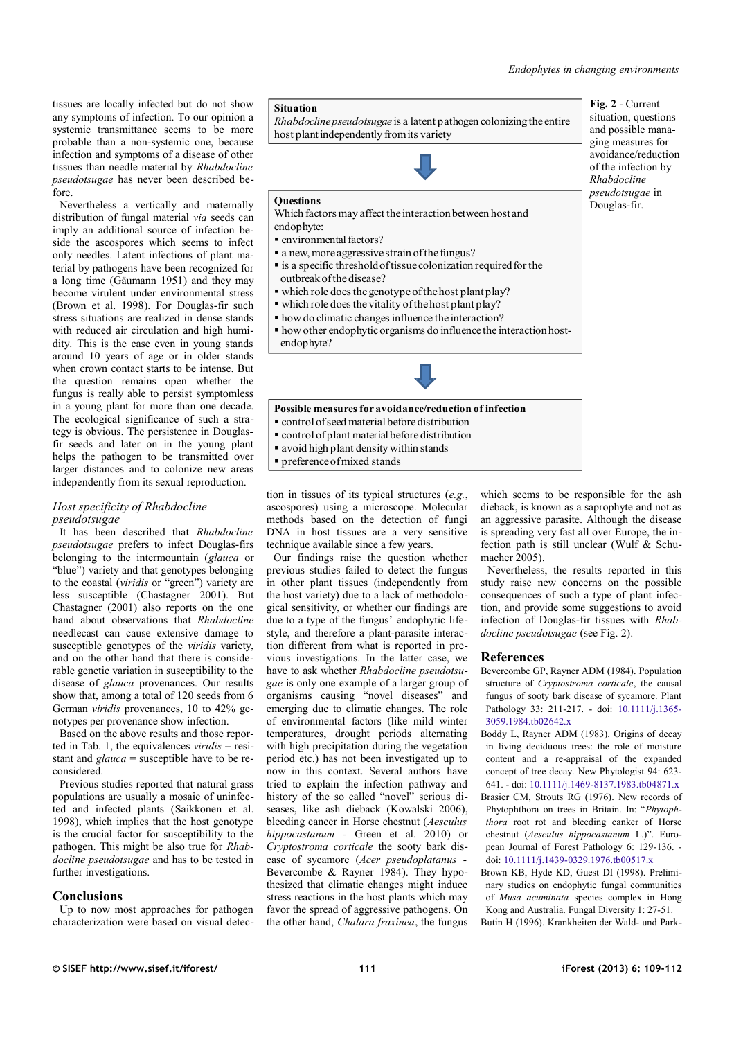tissues are locally infected but do not show any symptoms of infection. To our opinion a systemic transmittance seems to be more probable than a non-systemic one, because infection and symptoms of a disease of other tissues than needle material by *Rhabdocline pseudotsugae* has never been described before.

Nevertheless a vertically and maternally distribution of fungal material *via* seeds can imply an additional source of infection beside the ascospores which seems to infect only needles. Latent infections of plant material by pathogens have been recognized for a long time (Gäumann 1951) and they may become virulent under environmental stress (Brown et al. 1998). For Douglas-fir such stress situations are realized in dense stands with reduced air circulation and high humidity. This is the case even in young stands around 10 years of age or in older stands when crown contact starts to be intense. But the question remains open whether the fungus is really able to persist symptomless in a young plant for more than one decade. The ecological significance of such a strategy is obvious. The persistence in Douglas-fir seeds and later on in the young plant helps the pathogen to be transmitted over larger distances and to colonize new areas independently from its sexual reproduction.

**Situation**

*Rhabdocline pseudotsugae* is a latent pathogen colonizing the entire host plant independently from its variety

**Questions**

Which factors may affect the interaction between host and endophyte:

- environmental factors?
- a new, more aggressive strain of the fungus?
- is a specific threshold of tissue colonization required for the outbreak of the disease?
- which role does the genotype of the host plant play?
- which role does the vitality of the host plant play?
- how do climatic changes influence the interaction?
- how other endophytic organisms do influence the interaction host-endophyte?

**Possible measures for avoidance/reduction of infection**

- control of seed material before distribution
- control of plant material before distribution
- avoid high plant density within stands
- preference of mixed stands

**Fig. 2** - Current situation, questions and possible managing measures for avoidance/reduction of the infection by *Rhabdocline pseudotsugae* in Douglas-fir.

### *Host specificity of Rhabdocline pseudotsugae*

It has been described that *Rhabdocline pseudotsugae* prefers to infect Douglas-firs belonging to the intermountain (*glauca* or "blue") variety and that genotypes belonging to the coastal (*viridis* or "green") variety are less susceptible (Chastagner 2001). But Chastagner (2001) also reports on the one hand about observations that *Rhabdocline* needlecast can cause extensive damage to susceptible genotypes of the *viridis* variety, and on the other hand that there is considerable genetic variation in susceptibility to the disease of *glauca* provenances. Our results show that, among a total of 120 seeds from 6 German *viridis* provenances, 10 to 42% genotypes per provenance show infection.

Based on the above results and those reported in Tab. 1, the equivalences *viridis* = resistant and *glauca* = susceptible have to be reconsidered.

Previous studies reported that natural grass populations are usually a mosaic of uninfected and infected plants (Saikkonen et al. 1998), which implies that the host genotype is the crucial factor for susceptibility to the pathogen. This might be also true for *Rhabdocline pseudotsugae* and has to be tested in further investigations.

## Conclusions

Up to now most approaches for pathogen characterization were based on visual detection in tissues of its typical structures (*e.g.*, ascospores) using a microscope. Molecular methods based on the detection of fungi DNA in host tissues are a very sensitive technique available since a few years.

Our findings raise the question whether previous studies failed to detect the fungus in other plant tissues (independently from the host variety) due to a lack of methodological sensitivity, or whether our findings are due to a type of the fungus' endophytic lifestyle, and therefore a plant-parasite interaction different from what is reported in previous investigations. In the latter case, we have to ask whether *Rhabdocline pseudotsugae* is only one example of a larger group of organisms causing "novel diseases" and emerging due to climatic changes. The role of environmental factors (like mild winter temperatures, drought periods alternating with high precipitation during the vegetation period etc.) has not been investigated up to now in this context. Several authors have tried to explain the infection pathway and history of the so called "novel" serious diseases, like ash dieback (Kowalski 2006), bleeding cancer in Horse chestnut (*Aesculus hippocastanum* - Green et al. 2010) or *Cryptostroma corticale* the sooty bark disease of sycamore (*Acer pseudoplatanus* - Bevercombe & Rayner 1984). They hypothesized that climatic changes might induce stress reactions in the host plants which may favor the spread of aggressive pathogens. On the other hand, *Chalara fraxinea*, the fungus which seems to be responsible for the ash dieback, is known as a saprophyte and not as an aggressive parasite. Although the disease is spreading very fast all over Europe, the infection path is still unclear (Wulf & Schumacher 2005).

Nevertheless, the results reported in this study raise new concerns on the possible consequences of such a type of plant infection, and provide some suggestions to avoid infection of Douglas-fir tissues with *Rhabdocline pseudotsugae* (see Fig. 2).

## References

Bevercombe GP, Rayner ADM (1984). Population structure of *Cryptostroma corticale*, the causal fungus of sooty bark disease of sycamore. Plant Pathology 33: 211-217. - doi: 10.1111/j.1365-3059.1984.tb02642.x

Boddy L, Rayner ADM (1983). Origins of decay in living deciduous trees: the role of moisture content and a re-appraisal of the expanded concept of tree decay. New Phytologist 94: 623-641. - doi: 10.1111/j.1469-8137.1983.tb04871.x

Brasier CM, Strouts RG (1976). New records of Phytophthora on trees in Britain. In: "*Phytophthora* root rot and bleeding canker of Horse chestnut (*Aesculus hippocastanum* L.)". European Journal of Forest Pathology 6: 129-136. - doi: 10.1111/j.1439-0329.1976.tb00517.x

Brown KB, Hyde KD, Guest DI (1998). Preliminary studies on endophytic fungal communities of *Musa acuminata* species complex in Hong Kong and Australia. Fungal Diversity 1: 27-51.

Butin H (1996). Krankheiten der Wald- und Park-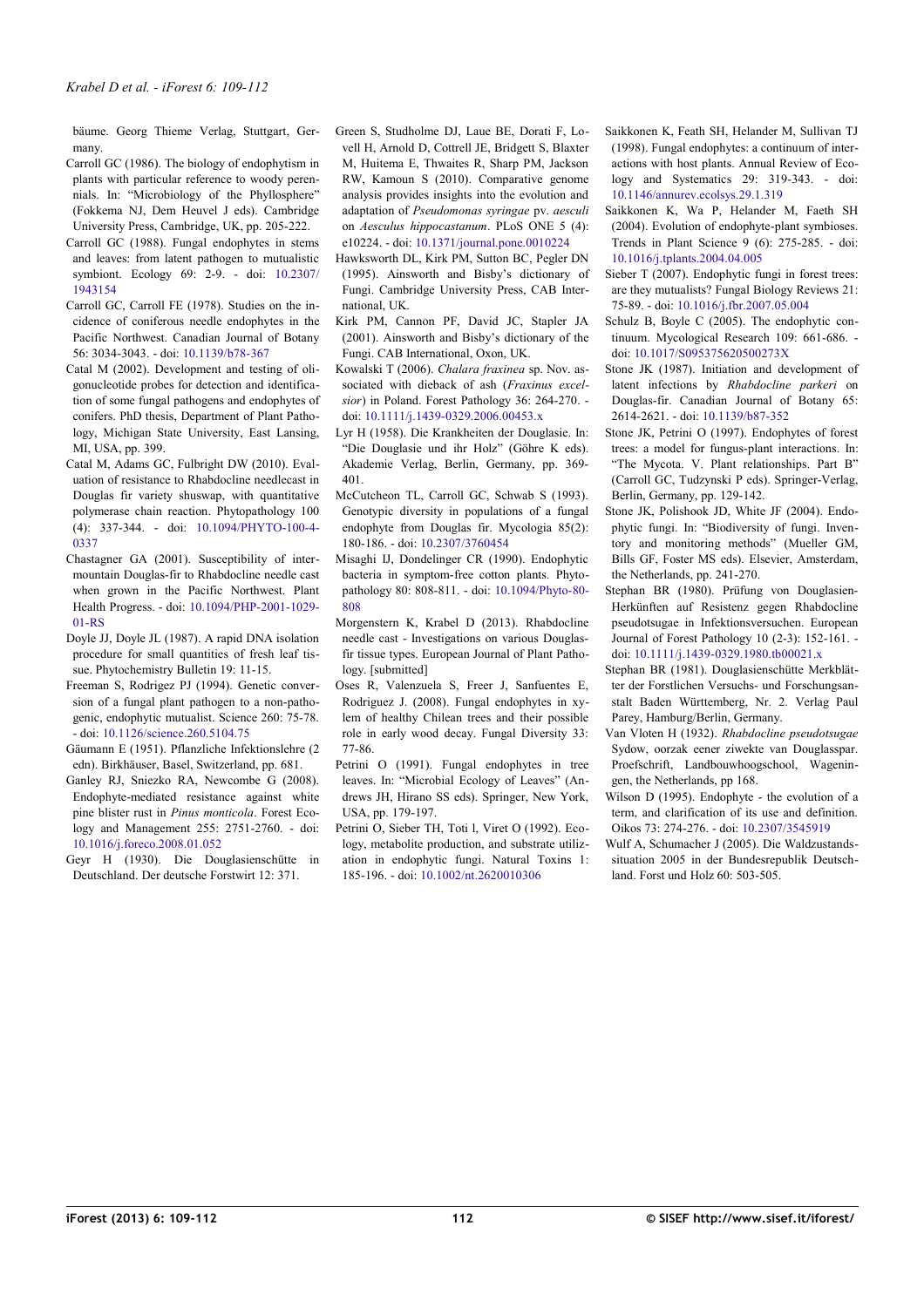bäume. Georg Thieme Verlag, Stuttgart, Germany.

Carroll GC (1986). The biology of endophytism in plants with particular reference to woody perennials. In: "Microbiology of the Phyllosphere" (Fokkema NJ, Dem Heuvel J eds). Cambridge University Press, Cambridge, UK, pp. 205-222.

Carroll GC (1988). Fungal endophytes in stems and leaves: from latent pathogen to mutualistic symbiont. Ecology 69: 2-9. - doi: 10.2307/1943154

Carroll GC, Carroll FE (1978). Studies on the incidence of coniferous needle endophytes in the Pacific Northwest. Canadian Journal of Botany 56: 3034-3043. - doi: 10.1139/b78-367

Catal M (2002). Development and testing of oligonucleotide probes for detection and identification of some fungal pathogens and endophytes of conifers. PhD thesis, Department of Plant Pathology, Michigan State University, East Lansing, MI, USA, pp. 399.

Catal M, Adams GC, Fulbright DW (2010). Evaluation of resistance to Rhabdocline needlecast in Douglas fir variety shuswap, with quantitative polymerase chain reaction. Phytopathology 100 (4): 337-344. - doi: 10.1094/PHYTO-100-4-0337

Chastagner GA (2001). Susceptibility of intermountain Douglas-fir to Rhabdocline needle cast when grown in the Pacific Northwest. Plant Health Progress. - doi: 10.1094/PHP-2001-1029-01-RS

Doyle JJ, Doyle JL (1987). A rapid DNA isolation procedure for small quantities of fresh leaf tissue. Phytochemistry Bulletin 19: 11-15.

Freeman S, Rodrigez PJ (1994). Genetic conversion of a fungal plant pathogen to a non-pathogenic, endophytic mutualist. Science 260: 75-78. - doi: 10.1126/science.260.5104.75

Gäumann E (1951). Pflanzliche Infektionslehre (2 edn). Birkhäuser, Basel, Switzerland, pp. 681.

Ganley RJ, Sniezko RA, Newcombe G (2008). Endophyte-mediated resistance against white pine blister rust in *Pinus monticola*. Forest Ecology and Management 255: 2751-2760. - doi: 10.1016/j.foreco.2008.01.052

Geyr H (1930). Die Douglasienschütte in Deutschland. Der deutsche Forstwirt 12: 371.

Green S, Studholme DJ, Laue BE, Dorati F, Lovell H, Arnold D, Cottrell JE, Bridgett S, Blaxter M, Huitema E, Thwaites R, Sharp PM, Jackson RW, Kamoun S (2010). Comparative genome analysis provides insights into the evolution and adaptation of *Pseudomonas syringae* pv. *aesculi* on *Aesculus hippocastanum*. PLoS ONE 5 (4): e10224. - doi: 10.1371/journal.pone.0010224

Hawksworth DL, Kirk PM, Sutton BC, Pegler DN (1995). Ainsworth and Bisby's dictionary of Fungi. Cambridge University Press, CAB International, UK.

Kirk PM, Cannon PF, David JC, Stapler JA (2001). Ainsworth and Bisby's dictionary of the Fungi. CAB International, Oxon, UK.

Kowalski T (2006). *Chalara fraxinea* sp. Nov. associated with dieback of ash (*Fraxinus excelsior*) in Poland. Forest Pathology 36: 264-270. - doi: 10.1111/j.1439-0329.2006.00453.x

Lyr H (1958). Die Krankheiten der Douglasie. In: "Die Douglasie und ihr Holz" (Göhre K eds). Akademie Verlag, Berlin, Germany, pp. 369-401.

McCutcheon TL, Carroll GC, Schwab S (1993). Genotypic diversity in populations of a fungal endophyte from Douglas fir. Mycologia 85(2): 180-186. - doi: 10.2307/3760454

Misaghi IJ, Dondelinger CR (1990). Endophytic bacteria in symptom-free cotton plants. Phytopathology 80: 808-811. - doi: 10.1094/Phyto-80-808

Morgenstern K, Krabel D (2013). Rhabdocline needle cast - Investigations on various Douglas-fir tissue types. European Journal of Plant Pathology. [submitted]

Oses R, Valenzuela S, Freer J, Sanfuentes E, Rodriguez J. (2008). Fungal endophytes in xylem of healthy Chilean trees and their possible role in early wood decay. Fungal Diversity 33: 77-86.

Petrini O (1991). Fungal endophytes in tree leaves. In: "Microbial Ecology of Leaves" (Andrews JH, Hirano SS eds). Springer, New York, USA, pp. 179-197.

Petrini O, Sieber TH, Toti l, Viret O (1992). Ecology, metabolite production, and substrate utilization in endophytic fungi. Natural Toxins 1: 185-196. - doi: 10.1002/nt.2620010306

Saikkonen K, Feath SH, Helander M, Sullivan TJ (1998). Fungal endophytes: a continuum of interactions with host plants. Annual Review of Ecology and Systematics 29: 319-343. - doi: 10.1146/annurev.ecolsys.29.1.319

Saikkonen K, Wa P, Helander M, Faeth SH (2004). Evolution of endophyte-plant symbioses. Trends in Plant Science 9 (6): 275-285. - doi: 10.1016/j.tplants.2004.04.005

Sieber T (2007). Endophytic fungi in forest trees: are they mutualists? Fungal Biology Reviews 21: 75-89. - doi: 10.1016/j.fbr.2007.05.004

Schulz B, Boyle C (2005). The endophytic continuum. Mycological Research 109: 661-686. - doi: 10.1017/S095375620500273X

Stone JK (1987). Initiation and development of latent infections by *Rhabdocline parkeri* on Douglas-fir. Canadian Journal of Botany 65: 2614-2621. - doi: 10.1139/b87-352

Stone JK, Petrini O (1997). Endophytes of forest trees: a model for fungus-plant interactions. In: "The Mycota. V. Plant relationships. Part B" (Carroll GC, Tudzynski P eds). Springer-Verlag, Berlin, Germany, pp. 129-142.

Stone JK, Polishook JD, White JF (2004). Endophytic fungi. In: "Biodiversity of fungi. Inventory and monitoring methods" (Mueller GM, Bills GF, Foster MS eds). Elsevier, Amsterdam, the Netherlands, pp. 241-270.

Stephan BR (1980). Prüfung von Douglasien-Herkünften auf Resistenz gegen Rhabdocline pseudotsugae in Infektionsversuchen. European Journal of Forest Pathology 10 (2-3): 152-161. - doi: 10.1111/j.1439-0329.1980.tb00021.x

Stephan BR (1981). Douglasienschütte Merkblätter der Forstlichen Versuchs- und Forschungsanstalt Baden Württemberg, Nr. 2. Verlag Paul Parey, Hamburg/Berlin, Germany.

Van Vloten H (1932). *Rhabdocline pseudotsugae* Sydow, oorzak eener ziwekte van Douglasspar. Proefschrift, Landbouwhoogschool, Wageningen, the Netherlands, pp 168.

Wilson D (1995). Endophyte - the evolution of a term, and clarification of its use and definition. Oikos 73: 274-276. - doi: 10.2307/3545919

Wulf A, Schumacher J (2005). Die Waldzustandssituation 2005 in der Bundesrepublik Deutschland. Forst und Holz 60: 503-505.